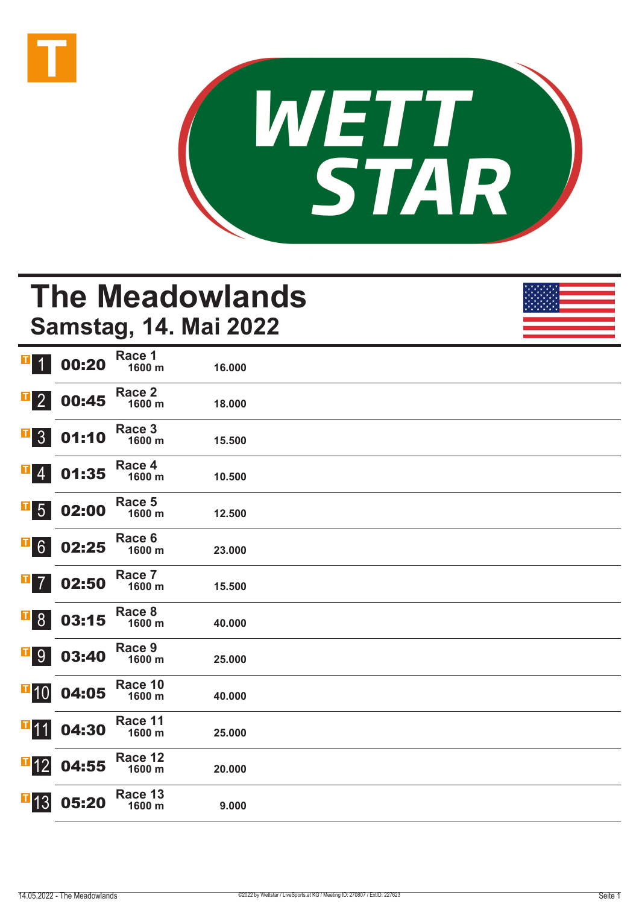WETT STAR

# The Meadowlands

## Samstag, 14. Mai 2022

| Nr. | Zeit | Rennen | Distanz | Preisgeld |
|---|---|---|---|---|
| 1 | 00:20 | Race 1 | 1600 m | 16.000 |
| 2 | 00:45 | Race 2 | 1600 m | 18.000 |
| 3 | 01:10 | Race 3 | 1600 m | 15.500 |
| 4 | 01:35 | Race 4 | 1600 m | 10.500 |
| 5 | 02:00 | Race 5 | 1600 m | 12.500 |
| 6 | 02:25 | Race 6 | 1600 m | 23.000 |
| 7 | 02:50 | Race 7 | 1600 m | 15.500 |
| 8 | 03:15 | Race 8 | 1600 m | 40.000 |
| 9 | 03:40 | Race 9 | 1600 m | 25.000 |
| 10 | 04:05 | Race 10 | 1600 m | 40.000 |
| 11 | 04:30 | Race 11 | 1600 m | 25.000 |
| 12 | 04:55 | Race 12 | 1600 m | 20.000 |
| 13 | 05:20 | Race 13 | 1600 m | 9.000 |

©2022 by Wettstar / LiveSports.at KG / Meeting ID: 270807 / ExtID: 227623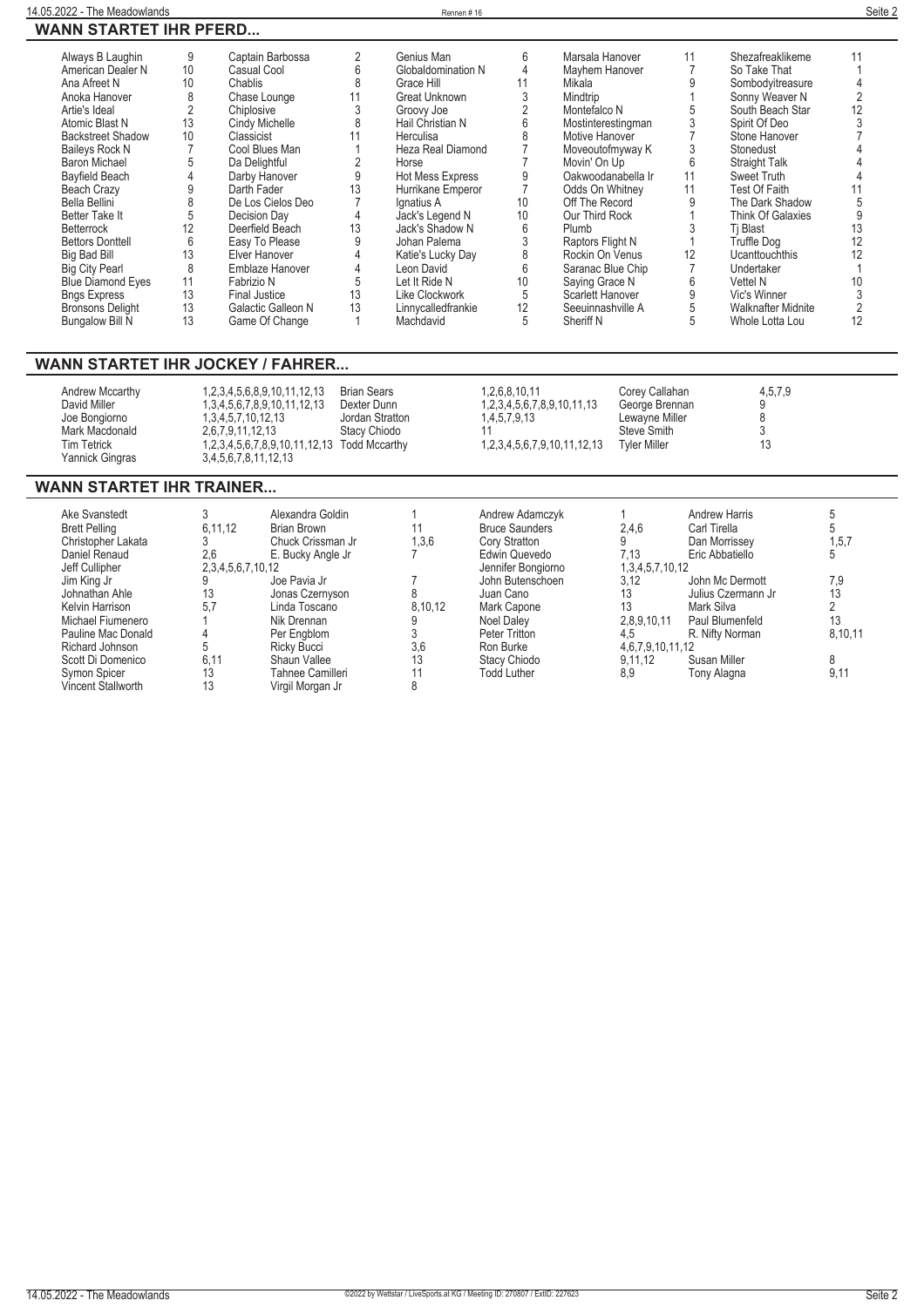## WANN STARTET IHR PFERD...

| Pferd | Rennen | Pferd | Rennen | Pferd | Rennen | Pferd | Rennen | Pferd | Rennen |
|---|---|---|---|---|---|---|---|---|---|
| Always B Laughin | 9 | Captain Barbossa | 2 | Genius Man | 6 | Marsala Hanover | 11 | Shezafreaklikeme | 11 |
| American Dealer N | 10 | Casual Cool | 6 | Globaldomination N | 4 | Mayhem Hanover | 7 | So Take That | 1 |
| Ana Afreet N | 10 | Chablis | 8 | Grace Hill | 11 | Mikala | 9 | Sombodyitreasure | 4 |
| Anoka Hanover | 8 | Chase Lounge | 11 | Great Unknown | 3 | Mindtrip | 1 | Sonny Weaver N | 2 |
| Artie's Ideal | 2 | Chiplosive | 3 | Groovy Joe | 2 | Montefalco N | 5 | South Beach Star | 12 |
| Atomic Blast N | 13 | Cindy Michelle | 8 | Hail Christian N | 6 | Mostinterestingman | 3 | Spirit Of Deo | 3 |
| Backstreet Shadow | 10 | Classicist | 11 | Herculisa | 8 | Motive Hanover | 7 | Stone Hanover | 7 |
| Baileys Rock N | 7 | Cool Blues Man | 1 | Heza Real Diamond | 7 | Moveoutofmyway K | 3 | Stonedust | 4 |
| Baron Michael | 5 | Da Delightful | 2 | Horse | 7 | Movin' On Up | 6 | Straight Talk | 4 |
| Bayfield Beach | 4 | Darby Hanover | 9 | Hot Mess Express | 9 | Oakwoodanabella Ir | 11 | Sweet Truth | 4 |
| Beach Crazy | 9 | Darth Fader | 13 | Hurrikane Emperor | 7 | Odds On Whitney | 11 | Test Of Faith | 11 |
| Bella Bellini | 8 | De Los Cielos Deo | 7 | Ignatius A | 10 | Off The Record | 9 | The Dark Shadow | 5 |
| Better Take It | 5 | Decision Day | 4 | Jack's Legend N | 10 | Our Third Rock | 1 | Think Of Galaxies | 9 |
| Betterrock | 12 | Deerfield Beach | 13 | Jack's Shadow N | 6 | Plumb | 3 | Tj Blast | 13 |
| Bettors Donttell | 6 | Easy To Please | 9 | Johan Palema | 3 | Raptors Flight N | 1 | Truffle Dog | 12 |
| Big Bad Bill | 13 | Elver Hanover | 4 | Katie's Lucky Day | 8 | Rockin On Venus | 12 | Ucanttouchthis | 12 |
| Big City Pearl | 8 | Emblaze Hanover | 4 | Leon David | 6 | Saranac Blue Chip | 7 | Undertaker | 1 |
| Blue Diamond Eyes | 11 | Fabrizio N | 5 | Let It Ride N | 10 | Saying Grace N | 6 | Vettel N | 10 |
| Bngs Express | 13 | Final Justice | 13 | Like Clockwork | 5 | Scarlett Hanover | 9 | Vic's Winner | 3 |
| Bronsons Delight | 13 | Galactic Galleon N | 13 | Linnycalledfrankie | 12 | Seeuinnashville A | 5 | Walknafter Midnite | 2 |
| Bungalow Bill N | 13 | Game Of Change | 1 | Machdavid | 5 | Sheriff N | 5 | Whole Lotta Lou | 12 |

## WANN STARTET IHR JOCKEY / FAHRER...

| Fahrer | Rennen | Fahrer | Rennen | Fahrer | Rennen |
|---|---|---|---|---|---|
| Andrew Mccarthy | 1,2,3,4,5,6,8,9,10,11,12,13 | Brian Sears | 1,2,6,8,10,11 | Corey Callahan | 4,5,7,9 |
| David Miller | 1,3,4,5,6,7,8,9,10,11,12,13 | Dexter Dunn | 1,2,3,4,5,6,7,8,9,10,11,13 | George Brennan | 9 |
| Joe Bongiorno | 1,3,4,5,7,10,12,13 | Jordan Stratton | 1,4,5,7,9,13 | Lewayne Miller | 8 |
| Mark Macdonald | 2,6,7,9,11,12,13 | Stacy Chiodo | 11 | Steve Smith | 3 |
| Tim Tetrick | 1,2,3,4,5,6,7,8,9,10,11,12,13 | Todd Mccarthy | 1,2,3,4,5,6,7,9,10,11,12,13 | Tyler Miller | 13 |
| Yannick Gingras | 3,4,5,6,7,8,11,12,13 | | | | |

## WANN STARTET IHR TRAINER...

| Trainer | Rennen | Trainer | Rennen | Trainer | Rennen | Trainer | Rennen | Trainer | Rennen |
|---|---|---|---|---|---|---|---|---|---|
| Ake Svanstedt | 3 | Alexandra Goldin | 1 | Andrew Adamczyk | 1 | Andrew Harris | 5 | | |
| Brett Pelling | 6,11,12 | Brian Brown | 11 | Bruce Saunders | 2,4,6 | Carl Tirella | 5 | | |
| Christopher Lakata | 3 | Chuck Crissman Jr | 1,3,6 | Cory Stratton | 9 | Dan Morrissey | 1,5,7 | | |
| Daniel Renaud | 2,6 | E. Bucky Angle Jr | 7 | Edwin Quevedo | 7,13 | Eric Abbatiello | 5 | | |
| Jeff Cullipher | 2,3,4,5,6,7,10,12 | | | Jennifer Bongiorno | 1,3,4,5,7,10,12 | | | | |
| Jim King Jr | 9 | Joe Pavia Jr | 7 | John Butenschoen | 3,12 | John Mc Dermott | 7,9 | | |
| Johnathan Ahle | 13 | Jonas Czernyson | 8 | Juan Cano | 13 | Julius Czermann Jr | 13 | | |
| Kelvin Harrison | 5,7 | Linda Toscano | 8,10,12 | Mark Capone | 13 | Mark Silva | 2 | | |
| Michael Fiumenero | 1 | Nik Drennan | 9 | Noel Daley | 2,8,9,10,11 | Paul Blumenfeld | 13 | | |
| Pauline Mac Donald | 4 | Per Engblom | 3 | Peter Tritton | 4,5 | R. Nifty Norman | 8,10,11 | | |
| Richard Johnson | 5 | Ricky Bucci | 3,6 | Ron Burke | 4,6,7,9,10,11,12 | | | | |
| Scott Di Domenico | 6,11 | Shaun Vallee | 13 | Stacy Chiodo | 9,11,12 | Susan Miller | 8 | | |
| Symon Spicer | 13 | Tahnee Camilleri | 11 | Todd Luther | 8,9 | Tony Alagna | 9,11 | | |
| Vincent Stallworth | 13 | Virgil Morgan Jr | 8 | | | | | | |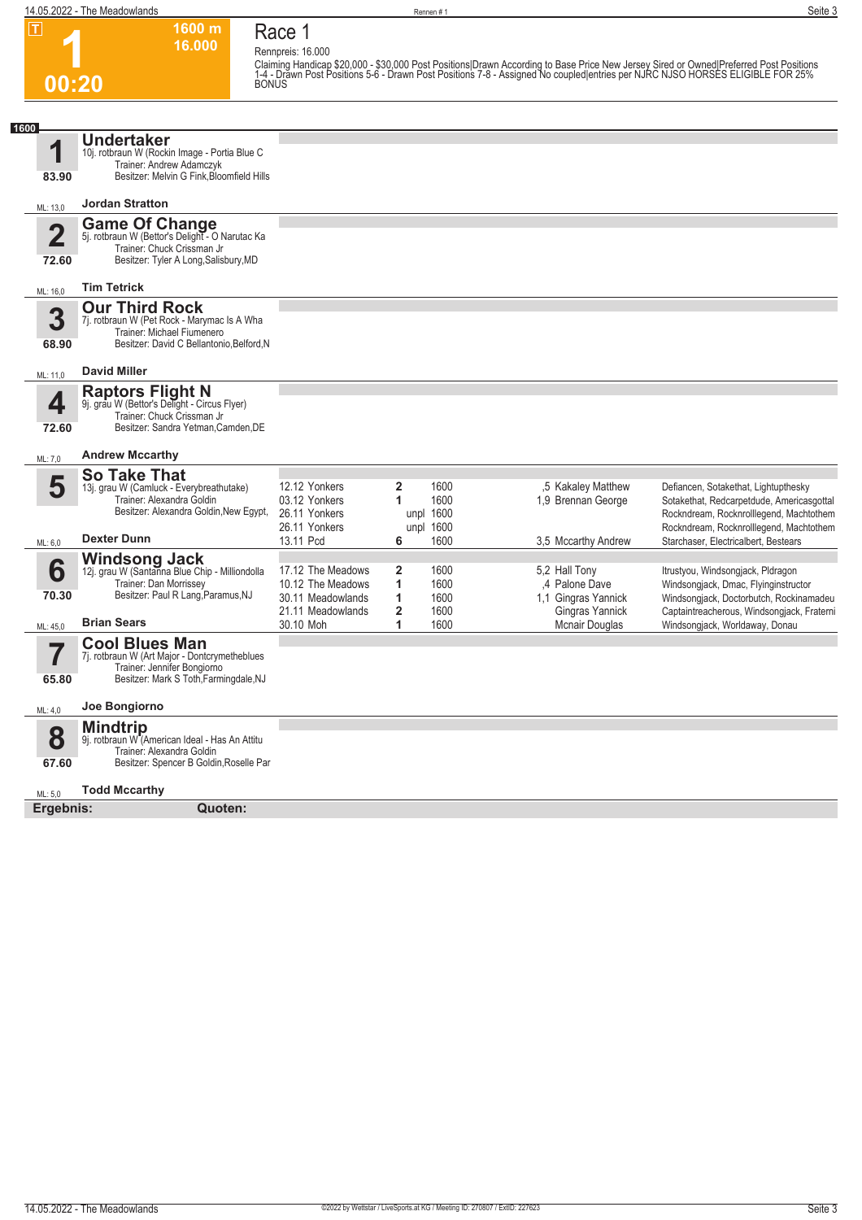# Race 1

**1** — 1600 m — 16.000 — 00:20

Rennpreis: 16.000

Claiming Handicap $20,000 - $30,000 Post Positions|Drawn According to Base Price New Jersey Sired or Owned|Preferred Post Positions 1-4 - Drawn Post Positions 5-6 - Drawn Post Positions 7-8 - Assigned No coupled|entries per NJRC NJSO HORSES ELIGIBLE FOR 25% BONUS

**1600**

## 1 Undertaker
10j. rotbraun W (Rockin Image - Portia Blue C
Trainer: Andrew Adamczyk
Besitzer: Melvin G Fink,Bloomfield Hills
83.90
ML: 13,0 — **Jordan Stratton**

## 2 Game Of Change
5j. rotbraun W (Bettor's Delight - O Narutac Ka
Trainer: Chuck Crissman Jr
Besitzer: Tyler A Long,Salisbury,MD
72.60
ML: 16,0 — **Tim Tetrick**

## 3 Our Third Rock
7j. rotbraun W (Pet Rock - Marymac Is A Wha
Trainer: Michael Fiumenero
Besitzer: David C Bellantonio,Belford,N
68.90
ML: 11,0 — **David Miller**

## 4 Raptors Flight N
9j. grau W (Bettor's Delight - Circus Flyer)
Trainer: Chuck Crissman Jr
Besitzer: Sandra Yetman,Camden,DE
72.60
ML: 7,0 — **Andrew Mccarthy**

## 5 So Take That
13j. grau W (Camluck - Everybreathutake)
Trainer: Alexandra Goldin
Besitzer: Alexandra Goldin,New Egypt,
ML: 6,0 — **Dexter Dunn**

| Datum | Platz | Distanz | Quote | Fahrer | Einlauf |
|---|---|---|---|---|---|
| 12.12 Yonkers | 2 | 1600 | ,5 | Kakaley Matthew | Defiancen, Sotakethat, Lightupthesky |
| 03.12 Yonkers | 1 | 1600 | 1,9 | Brennan George | Sotakethat, Redcarpetdude, Americasgottal |
| 26.11 Yonkers | unpl | 1600 | | | Rockndream, Rocknrolllegend, Machtothem |
| 26.11 Yonkers | unpl | 1600 | | | Rockndream, Rocknrolllegend, Machtothem |
| 13.11 Pcd | 6 | 1600 | 3,5 | Mccarthy Andrew | Starchaser, Electricalbert, Bestears |

## 6 Windsong Jack
12j. grau W (Santanna Blue Chip - Milliondolla
Trainer: Dan Morrissey
Besitzer: Paul R Lang,Paramus,NJ
70.30
ML: 45,0 — **Brian Sears**

| Datum | Platz | Distanz | Quote | Fahrer | Einlauf |
|---|---|---|---|---|---|
| 17.12 The Meadows | 2 | 1600 | 5,2 | Hall Tony | Itrustyou, Windsongjack, Pldragon |
| 10.12 The Meadows | 1 | 1600 | ,4 | Palone Dave | Windsongjack, Dmac, Flyinginstructor |
| 30.11 Meadowlands | 1 | 1600 | 1,1 | Gingras Yannick | Windsongjack, Doctorbutch, Rockinamadeu |
| 21.11 Meadowlands | 2 | 1600 | | Gingras Yannick | Captaintreacherous, Windsongjack, Fraterni |
| 30.10 Moh | 1 | 1600 | | Mcnair Douglas | Windsongjack, Worldaway, Donau |

## 7 Cool Blues Man
7j. rotbraun W (Art Major - Dontcrymetheblues
Trainer: Jennifer Bongiorno
Besitzer: Mark S Toth,Farmingdale,NJ
65.80
ML: 4,0 — **Joe Bongiorno**

## 8 Mindtrip
9j. rotbraun W (American Ideal - Has An Attitu
Trainer: Alexandra Goldin
Besitzer: Spencer B Goldin,Roselle Par
67.60
ML: 5,0 — **Todd Mccarthy**

**Ergebnis:** **Quoten:**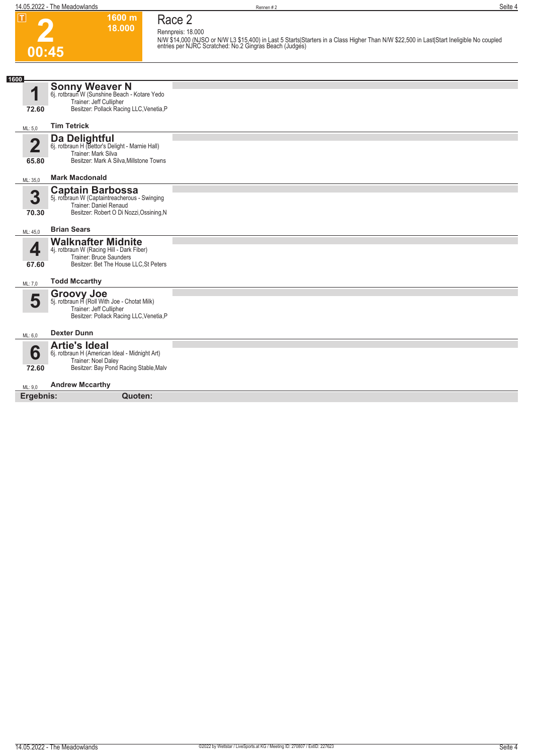T

# 2

00:45

1600 m
18.000

## Race 2

Rennpreis: 18.000

N/W $14,000 (NJSO or N/W L3 $15,400) in Last 5 Starts|Starters in a Class Higher Than N/W $22,500 in Last|Start Ineligible No coupled entries per NJRC Scratched: No.2 Gingras Beach (Judges)

**1600**

**1** — **Sonny Weaver N**
6j. rotbraun W (Sunshine Beach - Kotare Yedo
Trainer: Jeff Cullipher
Besitzer: Pollack Racing LLC,Venetia,P
72.60
ML: 5,0 — **Tim Tetrick**

**2** — **Da Delightful**
6j. rotbraun H (Bettor's Delight - Marnie Hall)
Trainer: Mark Silva
Besitzer: Mark A Silva,Millstone Towns
65.80
ML: 35,0 — **Mark Macdonald**

**3** — **Captain Barbossa**
5j. rotbraun W (Captaintreacherous - Swinging
Trainer: Daniel Renaud
Besitzer: Robert O Di Nozzi,Ossining,N
70.30
ML: 45,0 — **Brian Sears**

**4** — **Walknafter Midnite**
4j. rotbraun W (Racing Hill - Dark Fiber)
Trainer: Bruce Saunders
Besitzer: Bet The House LLC,St Peters
67.60
ML: 7,0 — **Todd Mccarthy**

**5** — **Groovy Joe**
5j. rotbraun H (Roll With Joe - Chotat Milk)
Trainer: Jeff Cullipher
Besitzer: Pollack Racing LLC,Venetia,P
ML: 6,0 — **Dexter Dunn**

**6** — **Artie's Ideal**
6j. rotbraun H (American Ideal - Midnight Art)
Trainer: Noel Daley
Besitzer: Bay Pond Racing Stable,Malv
72.60
ML: 9,0 — **Andrew Mccarthy**

**Ergebnis:** **Quoten:**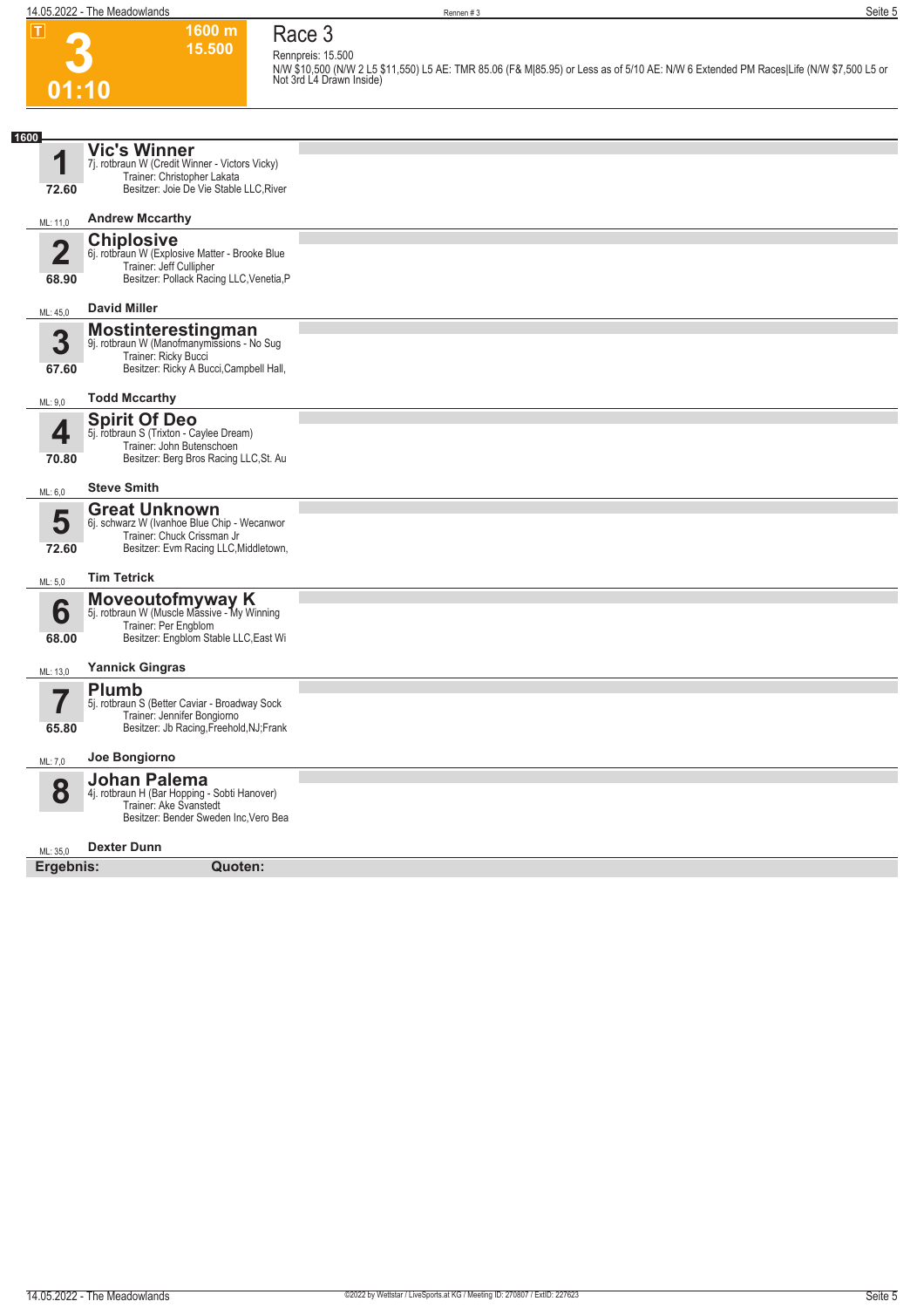# 3

**1600 m**
**15.500**

**01:10**

## Race 3

Rennpreis: 15.500

N/W $10,500 (N/W 2 L5 $11,550) L5 AE: TMR 85.06 (F& M|85.95) or Less as of 5/10 AE: N/W 6 Extended PM Races|Life (N/W $7,500 L5 or Not 3rd L4 Drawn Inside)

**1600**

### 1 Vic's Winner
7j. rotbraun W (Credit Winner - Victors Vicky)
Trainer: Christopher Lakata
Besitzer: Joie De Vie Stable LLC,River
**72.60**
ML: 11,0
**Andrew Mccarthy**

### 2 Chiplosive
6j. rotbraun W (Explosive Matter - Brooke Blue
Trainer: Jeff Cullipher
Besitzer: Pollack Racing LLC,Venetia,P
**68.90**
ML: 45,0
**David Miller**

### 3 Mostinterestingman
9j. rotbraun W (Manofmanymissions - No Sug
Trainer: Ricky Bucci
Besitzer: Ricky A Bucci,Campbell Hall,
**67.60**
ML: 9,0
**Todd Mccarthy**

### 4 Spirit Of Deo
5j. rotbraun S (Trixton - Caylee Dream)
Trainer: John Butenschoen
Besitzer: Berg Bros Racing LLC,St. Au
**70.80**
ML: 6,0
**Steve Smith**

### 5 Great Unknown
6j. schwarz W (Ivanhoe Blue Chip - Wecanwor
Trainer: Chuck Crissman Jr
Besitzer: Evm Racing LLC,Middletown,
**72.60**
ML: 5,0
**Tim Tetrick**

### 6 Moveoutofmyway K
5j. rotbraun W (Muscle Massive - My Winning
Trainer: Per Engblom
Besitzer: Engblom Stable LLC,East Wi
**68.00**
ML: 13,0
**Yannick Gingras**

### 7 Plumb
5j. rotbraun S (Better Caviar - Broadway Sock
Trainer: Jennifer Bongiorno
Besitzer: Jb Racing,Freehold,NJ;Frank
**65.80**
ML: 7,0
**Joe Bongiorno**

### 8 Johan Palema
4j. rotbraun H (Bar Hopping - Sobti Hanover)
Trainer: Ake Svanstedt
Besitzer: Bender Sweden Inc,Vero Bea
ML: 35,0
**Dexter Dunn**

**Ergebnis:** **Quoten:**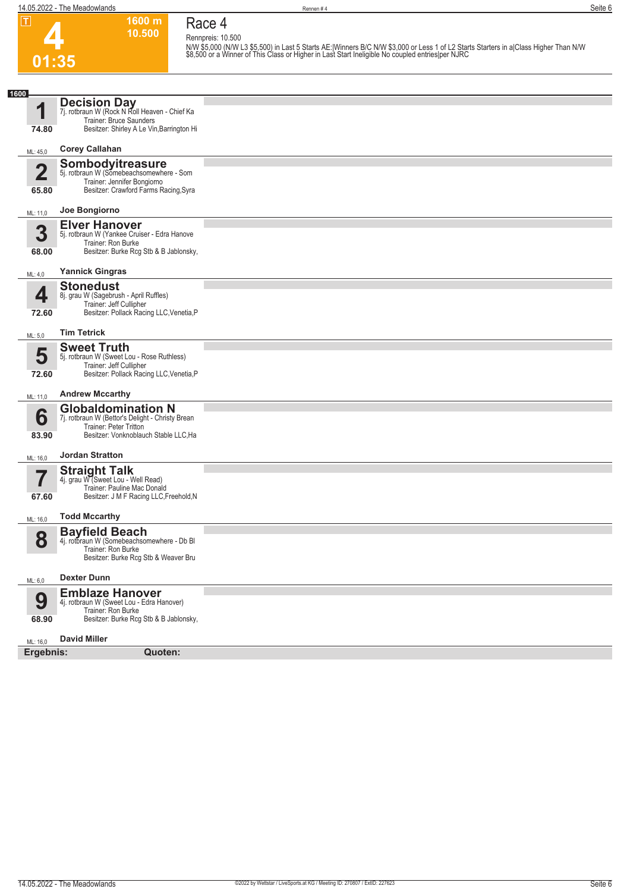# Race 4

**T** **4** 01:35 — 1600 m — 10.500

Rennpreis: 10.500

N/W $5,000 (N/W L3 $5,500) in Last 5 Starts AE:|Winners B/C N/W $3,000 or Less 1 of L2 Starts Starters in a|Class Higher Than N/W $8,500 or a Winner of This Class or Higher in Last Start Ineligible No coupled entries|per NJRC

**1600**

| Nr. | Pferd | Details | Fahrer |
|---|---|---|---|
| 1 (74.80, ML: 45,0) | **Decision Day** | 7j. rotbraun W (Rock N Roll Heaven - Chief Ka; Trainer: Bruce Saunders; Besitzer: Shirley A Le Vin,Barrington Hi | Corey Callahan |
| 2 (65.80, ML: 11,0) | **Sombodyitreasure** | 5j. rotbraun W (Somebeachsomewhere - Som; Trainer: Jennifer Bongiorno; Besitzer: Crawford Farms Racing,Syra | Joe Bongiorno |
| 3 (68.00, ML: 4,0) | **Elver Hanover** | 5j. rotbraun W (Yankee Cruiser - Edra Hanove; Trainer: Ron Burke; Besitzer: Burke Rcg Stb & B Jablonsky, | Yannick Gingras |
| 4 (72.60, ML: 5,0) | **Stonedust** | 8j. grau W (Sagebrush - April Ruffles); Trainer: Jeff Cullipher; Besitzer: Pollack Racing LLC,Venetia,P | Tim Tetrick |
| 5 (72.60, ML: 11,0) | **Sweet Truth** | 5j. rotbraun W (Sweet Lou - Rose Ruthless); Trainer: Jeff Cullipher; Besitzer: Pollack Racing LLC,Venetia,P | Andrew Mccarthy |
| 6 (83.90, ML: 16,0) | **Globaldomination N** | 7j. rotbraun W (Bettor's Delight - Christy Brean; Trainer: Peter Tritton; Besitzer: Vonknoblauch Stable LLC,Ha | Jordan Stratton |
| 7 (67.60, ML: 16,0) | **Straight Talk** | 4j. grau W (Sweet Lou - Well Read); Trainer: Pauline Mac Donald; Besitzer: J M F Racing LLC,Freehold,N | Todd Mccarthy |
| 8 (ML: 6,0) | **Bayfield Beach** | 4j. rotbraun W (Somebeachsomewhere - Db Bl; Trainer: Ron Burke; Besitzer: Burke Rcg Stb & Weaver Bru | Dexter Dunn |
| 9 (68.90, ML: 16,0) | **Emblaze Hanover** | 4j. rotbraun W (Sweet Lou - Edra Hanover); Trainer: Ron Burke; Besitzer: Burke Rcg Stb & B Jablonsky, | David Miller |

**Ergebnis:** **Quoten:**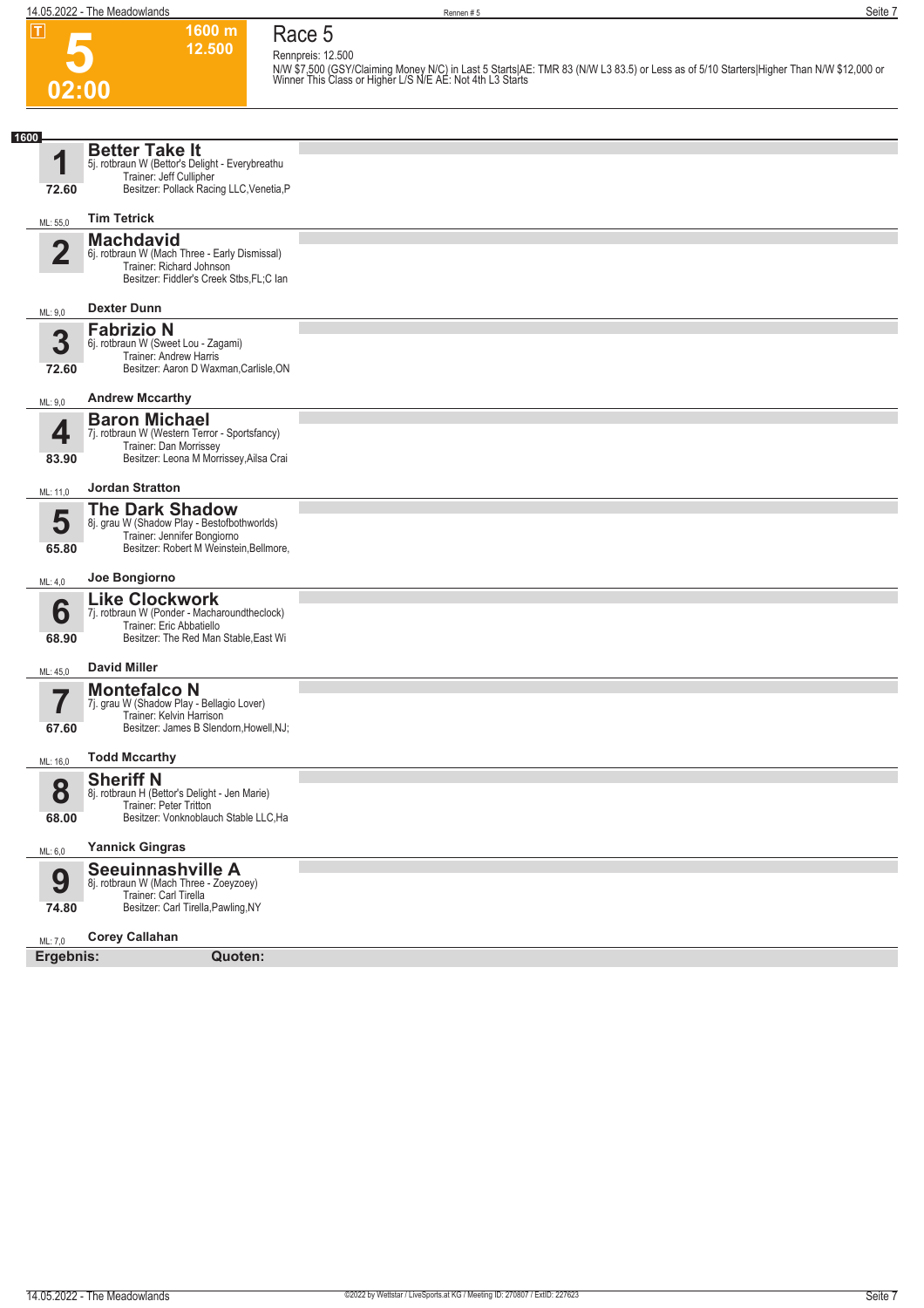# 5

**T** | **1600 m** | **12.500**

**02:00**

## Race 5

Rennpreis: 12.500

N/W $7,500 (GSY/Claiming Money N/C) in Last 5 Starts|AE: TMR 83 (N/W L3 83.5) or Less as of 5/10 Starters|Higher Than N/W $12,000 or Winner This Class or Higher L/S N/E AE: Not 4th L3 Starts

**1600**

### 1 Better Take It
5j. rotbraun W (Bettor's Delight - Everybreathu
Trainer: Jeff Cullipher
Besitzer: Pollack Racing LLC,Venetia,P
72.60
ML: 55,0 — **Tim Tetrick**

### 2 Machdavid
6j. rotbraun W (Mach Three - Early Dismissal)
Trainer: Richard Johnson
Besitzer: Fiddler's Creek Stbs,FL;C Ian
ML: 9,0 — **Dexter Dunn**

### 3 Fabrizio N
6j. rotbraun W (Sweet Lou - Zagami)
Trainer: Andrew Harris
Besitzer: Aaron D Waxman,Carlisle,ON
72.60
ML: 9,0 — **Andrew Mccarthy**

### 4 Baron Michael
7j. rotbraun W (Western Terror - Sportsfancy)
Trainer: Dan Morrissey
Besitzer: Leona M Morrissey,Ailsa Crai
83.90
ML: 11,0 — **Jordan Stratton**

### 5 The Dark Shadow
8j. grau W (Shadow Play - Bestofbothworlds)
Trainer: Jennifer Bongiorno
Besitzer: Robert M Weinstein,Bellmore,
65.80
ML: 4,0 — **Joe Bongiorno**

### 6 Like Clockwork
7j. rotbraun W (Ponder - Macharoundtheclock)
Trainer: Eric Abbatiello
Besitzer: The Red Man Stable,East Wi
68.90
ML: 45,0 — **David Miller**

### 7 Montefalco N
7j. grau W (Shadow Play - Bellagio Lover)
Trainer: Kelvin Harrison
Besitzer: James B Slendorn,Howell,NJ;
67.60
ML: 16,0 — **Todd Mccarthy**

### 8 Sheriff N
8j. rotbraun H (Bettor's Delight - Jen Marie)
Trainer: Peter Tritton
Besitzer: Vonknoblauch Stable LLC,Ha
68.00
ML: 6,0 — **Yannick Gingras**

### 9 Seeuinnashville A
8j. rotbraun W (Mach Three - Zoeyzoey)
Trainer: Carl Tirella
Besitzer: Carl Tirella,Pawling,NY
74.80
ML: 7,0 — **Corey Callahan**

**Ergebnis:** **Quoten:**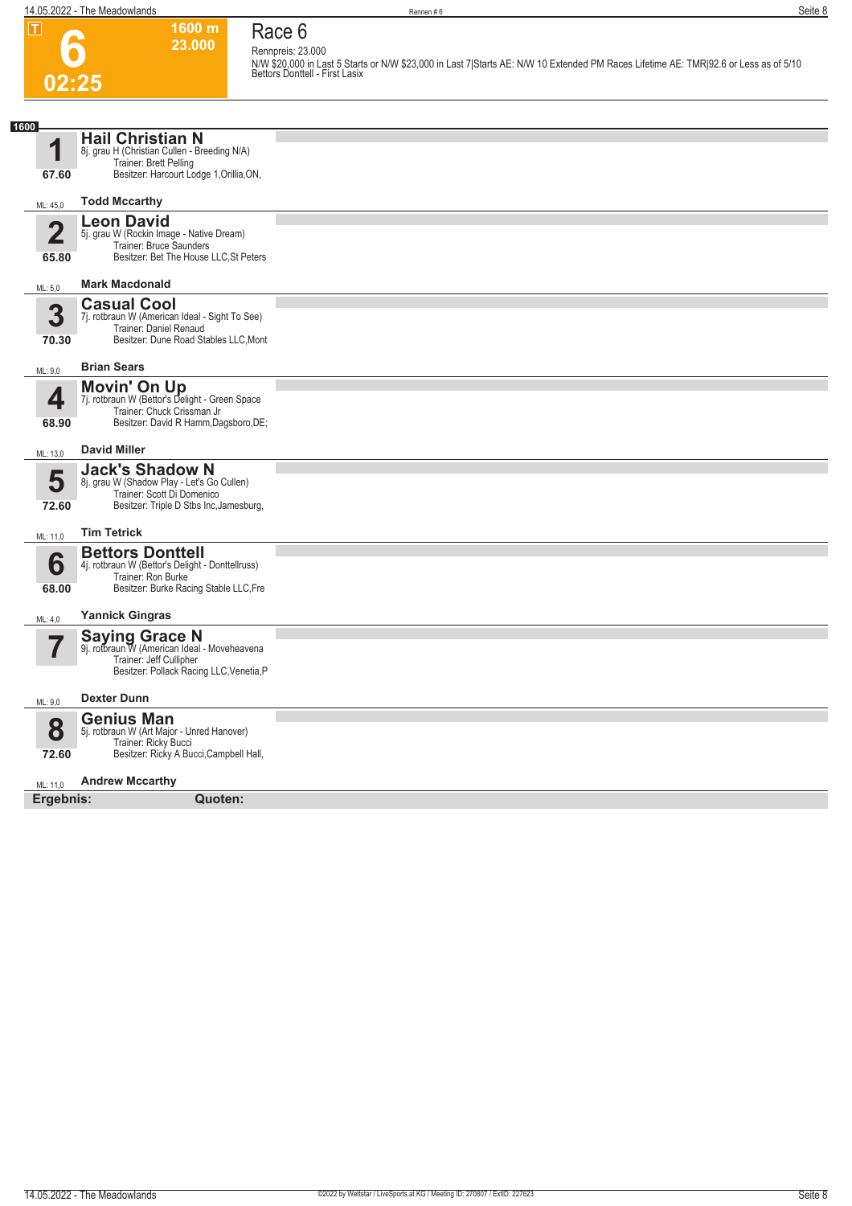# 6

**1600 m**
**23.000**

**02:25**

## Race 6

Rennpreis: 23.000

N/W $20,000 in Last 5 Starts or N/W $23,000 in Last 7|Starts AE: N/W 10 Extended PM Races Lifetime AE: TMR|92.6 or Less as of 5/10
Bettors Donttell - First Lasix

**1600**

### 1 Hail Christian N
8j. grau H (Christian Cullen - Breeding N/A)
Trainer: Brett Pelling
Besitzer: Harcourt Lodge 1,Orillia,ON,
67.60
ML: 45,0
**Todd Mccarthy**

### 2 Leon David
5j. grau W (Rockin Image - Native Dream)
Trainer: Bruce Saunders
Besitzer: Bet The House LLC,St Peters
65.80
ML: 5,0
**Mark Macdonald**

### 3 Casual Cool
7j. rotbraun W (American Ideal - Sight To See)
Trainer: Daniel Renaud
Besitzer: Dune Road Stables LLC,Mont
70.30
ML: 9,0
**Brian Sears**

### 4 Movin' On Up
7j. rotbraun W (Bettor's Delight - Green Space
Trainer: Chuck Crissman Jr
Besitzer: David R Hamm,Dagsboro,DE;
68.90
ML: 13,0
**David Miller**

### 5 Jack's Shadow N
8j. grau W (Shadow Play - Let's Go Cullen)
Trainer: Scott Di Domenico
Besitzer: Triple D Stbs Inc,Jamesburg,
72.60
ML: 11,0
**Tim Tetrick**

### 6 Bettors Donttell
4j. rotbraun W (Bettor's Delight - Donttellruss)
Trainer: Ron Burke
Besitzer: Burke Racing Stable LLC,Fre
68.00
ML: 4,0
**Yannick Gingras**

### 7 Saying Grace N
9j. rotbraun W (American Ideal - Moveheavena
Trainer: Jeff Cullipher
Besitzer: Pollack Racing LLC,Venetia,P
ML: 9,0
**Dexter Dunn**

### 8 Genius Man
5j. rotbraun W (Art Major - Unred Hanover)
Trainer: Ricky Bucci
Besitzer: Ricky A Bucci,Campbell Hall,
72.60
ML: 11,0
**Andrew Mccarthy**

**Ergebnis:** **Quoten:**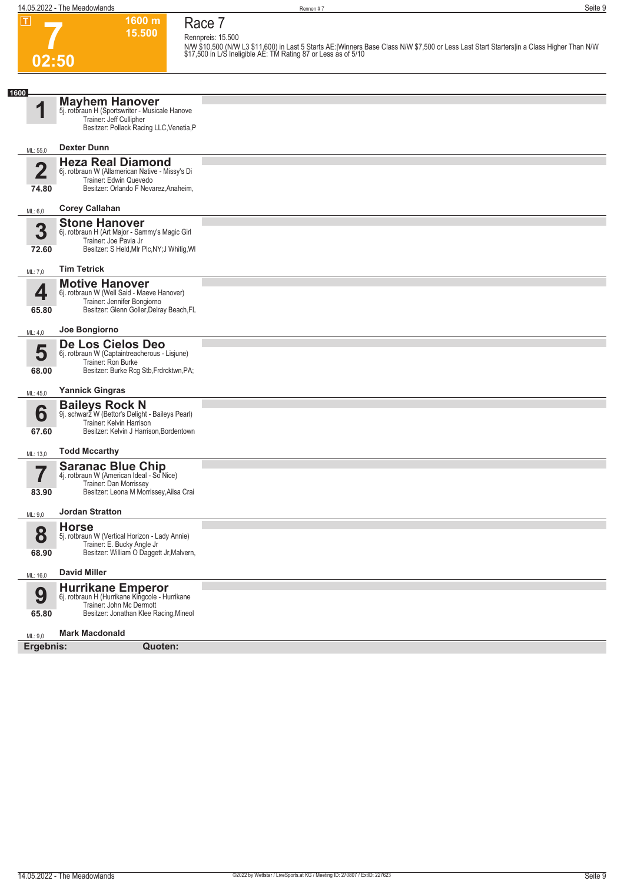# 7

**1600 m**
**15.500**

**02:50**

## Race 7

Rennpreis: 15.500

N/W $10,500 (N/W L3 $11,600) in Last 5 Starts AE:|Winners Base Class N/W $7,500 or Less Last Start Starters|in a Class Higher Than N/W $17,500 in L/S Ineligible AE: TM Rating 87 or Less as of 5/10

**1600**

**1** **Mayhem Hanover**
5j. rotbraun H (Sportswriter - Musicale Hanove
Trainer: Jeff Cullipher
Besitzer: Pollack Racing LLC,Venetia,P
ML: 55,0 — **Dexter Dunn**

**2** **Heza Real Diamond**
6j. rotbraun W (Allamerican Native - Missy's Di
Trainer: Edwin Quevedo
Besitzer: Orlando F Nevarez,Anaheim,
74.80
ML: 6,0 — **Corey Callahan**

**3** **Stone Hanover**
6j. rotbraun H (Art Major - Sammy's Magic Girl
Trainer: Joe Pavia Jr
Besitzer: S Held,Mlr Plc,NY;J Whitig,WI
72.60
ML: 7,0 — **Tim Tetrick**

**4** **Motive Hanover**
6j. rotbraun W (Well Said - Maeve Hanover)
Trainer: Jennifer Bongiorno
Besitzer: Glenn Goller,Delray Beach,FL
65.80
ML: 4,0 — **Joe Bongiorno**

**5** **De Los Cielos Deo**
6j. rotbraun W (Captaintreacherous - Lisjune)
Trainer: Ron Burke
Besitzer: Burke Rcg Stb,Frdrcktwn,PA;
68.00
ML: 45,0 — **Yannick Gingras**

**6** **Baileys Rock N**
9j. schwarz W (Bettor's Delight - Baileys Pearl)
Trainer: Kelvin Harrison
Besitzer: Kelvin J Harrison,Bordentown
67.60
ML: 13,0 — **Todd Mccarthy**

**7** **Saranac Blue Chip**
4j. rotbraun W (American Ideal - So Nice)
Trainer: Dan Morrissey
Besitzer: Leona M Morrissey,Ailsa Crai
83.90
ML: 9,0 — **Jordan Stratton**

**8** **Horse**
5j. rotbraun W (Vertical Horizon - Lady Annie)
Trainer: E. Bucky Angle Jr
Besitzer: William O Daggett Jr,Malvern,
68.90
ML: 16,0 — **David Miller**

**9** **Hurrikane Emperor**
6j. rotbraun H (Hurrikane Kingcole - Hurrikane
Trainer: John Mc Dermott
Besitzer: Jonathan Klee Racing,Mineol
65.80
ML: 9,0 — **Mark Macdonald**

**Ergebnis:** **Quoten:**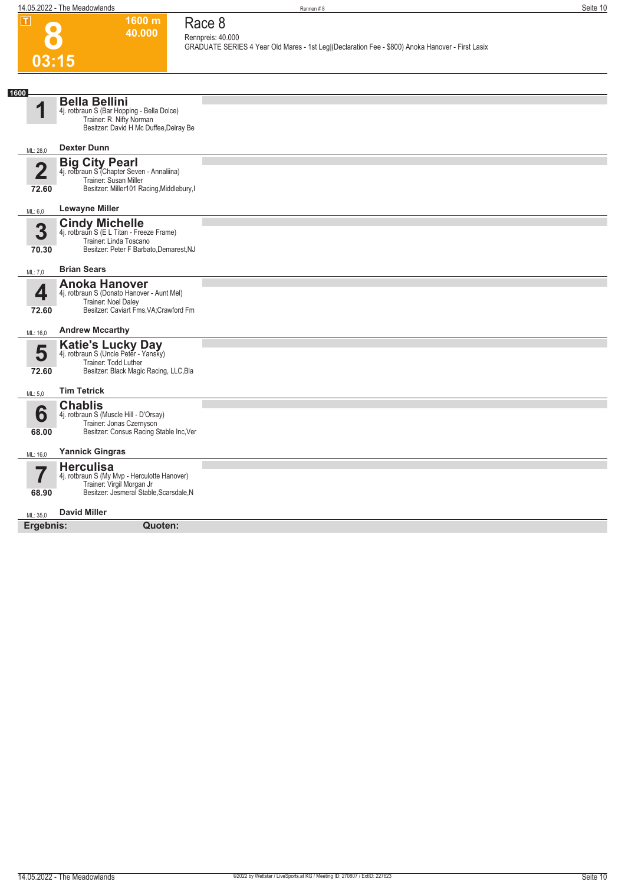# Race 8

**8** — 03:15 — 1600 m — 40.000

Rennpreis: 40.000

GRADUATE SERIES 4 Year Old Mares - 1st Leg|(Declaration Fee - $800) Anoka Hanover - First Lasix

**1600**

| Nr. | Pferd / Angaben | ML |
|---|---|---|
| 1 | **Bella Bellini**<br>4j. rotbraun S (Bar Hopping - Bella Dolce)<br>Trainer: R. Nifty Norman<br>Besitzer: David H Mc Duffee,Delray Be<br>**Dexter Dunn** | ML: 28,0 |
| 2<br>72.60 | **Big City Pearl**<br>4j. rotbraun S (Chapter Seven - Annaliina)<br>Trainer: Susan Miller<br>Besitzer: Miller101 Racing,Middlebury,I<br>**Lewayne Miller** | ML: 6,0 |
| 3<br>70.30 | **Cindy Michelle**<br>4j. rotbraun S (E L Titan - Freeze Frame)<br>Trainer: Linda Toscano<br>Besitzer: Peter F Barbato,Demarest,NJ<br>**Brian Sears** | ML: 7,0 |
| 4<br>72.60 | **Anoka Hanover**<br>4j. rotbraun S (Donato Hanover - Aunt Mel)<br>Trainer: Noel Daley<br>Besitzer: Caviart Fms,VA;Crawford Fm<br>**Andrew Mccarthy** | ML: 16,0 |
| 5<br>72.60 | **Katie's Lucky Day**<br>4j. rotbraun S (Uncle Peter - Yansky)<br>Trainer: Todd Luther<br>Besitzer: Black Magic Racing, LLC,Bla<br>**Tim Tetrick** | ML: 5,0 |
| 6<br>68.00 | **Chablis**<br>4j. rotbraun S (Muscle Hill - D'Orsay)<br>Trainer: Jonas Czernyson<br>Besitzer: Consus Racing Stable Inc,Ver<br>**Yannick Gingras** | ML: 16,0 |
| 7<br>68.90 | **Herculisa**<br>4j. rotbraun S (My Mvp - Herculotte Hanover)<br>Trainer: Virgil Morgan Jr<br>Besitzer: Jesmeral Stable,Scarsdale,N<br>**David Miller** | ML: 35,0 |

**Ergebnis:** **Quoten:**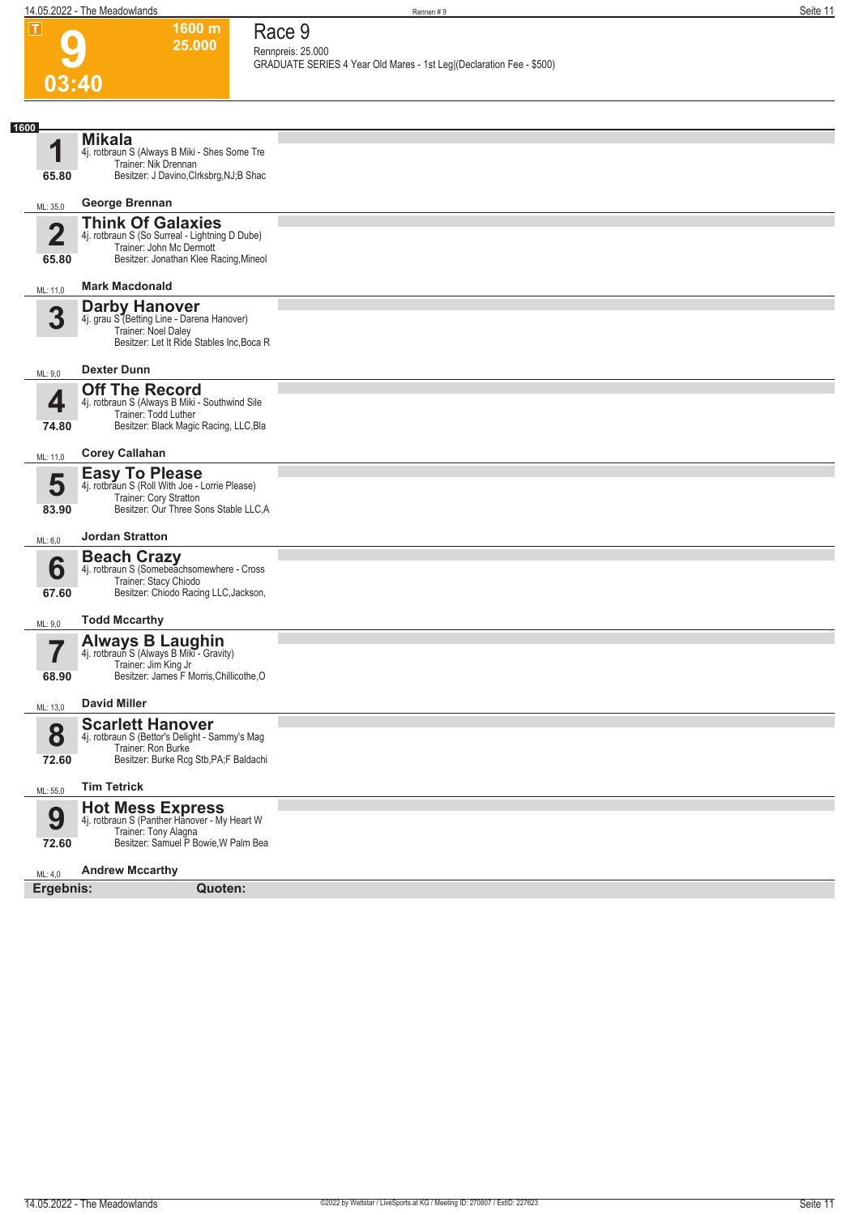# 9

03:40

1600 m
25.000

## Race 9

Rennpreis: 25.000
GRADUATE SERIES 4 Year Old Mares - 1st Leg|(Declaration Fee - $500)

1600

**1** **Mikala**
4j. rotbraun S (Always B Miki - Shes Some Tre
Trainer: Nik Drennan
Besitzer: J Davino,Clrksbrg,NJ;B Shac
65.80
ML: 35,0 **George Brennan**

**2** **Think Of Galaxies**
4j. rotbraun S (So Surreal - Lightning D Dube)
Trainer: John Mc Dermott
Besitzer: Jonathan Klee Racing,Mineol
65.80
ML: 11,0 **Mark Macdonald**

**3** **Darby Hanover**
4j. grau S (Betting Line - Darena Hanover)
Trainer: Noel Daley
Besitzer: Let It Ride Stables Inc,Boca R
ML: 9,0 **Dexter Dunn**

**4** **Off The Record**
4j. rotbraun S (Always B Miki - Southwind Sile
Trainer: Todd Luther
Besitzer: Black Magic Racing, LLC,Bla
74.80
ML: 11,0 **Corey Callahan**

**5** **Easy To Please**
4j. rotbraun S (Roll With Joe - Lorrie Please)
Trainer: Cory Stratton
Besitzer: Our Three Sons Stable LLC,A
83.90
ML: 6,0 **Jordan Stratton**

**6** **Beach Crazy**
4j. rotbraun S (Somebeachsomewhere - Cross
Trainer: Stacy Chiodo
Besitzer: Chiodo Racing LLC,Jackson,
67.60
ML: 9,0 **Todd Mccarthy**

**7** **Always B Laughin**
4j. rotbraun S (Always B Miki - Gravity)
Trainer: Jim King Jr
Besitzer: James F Morris,Chillicothe,O
68.90
ML: 13,0 **David Miller**

**8** **Scarlett Hanover**
4j. rotbraun S (Bettor's Delight - Sammy's Mag
Trainer: Ron Burke
Besitzer: Burke Rcg Stb,PA;F Baldachi
72.60
ML: 55,0 **Tim Tetrick**

**9** **Hot Mess Express**
4j. rotbraun S (Panther Hanover - My Heart W
Trainer: Tony Alagna
Besitzer: Samuel P Bowie,W Palm Bea
72.60
ML: 4,0 **Andrew Mccarthy**

**Ergebnis:** **Quoten:**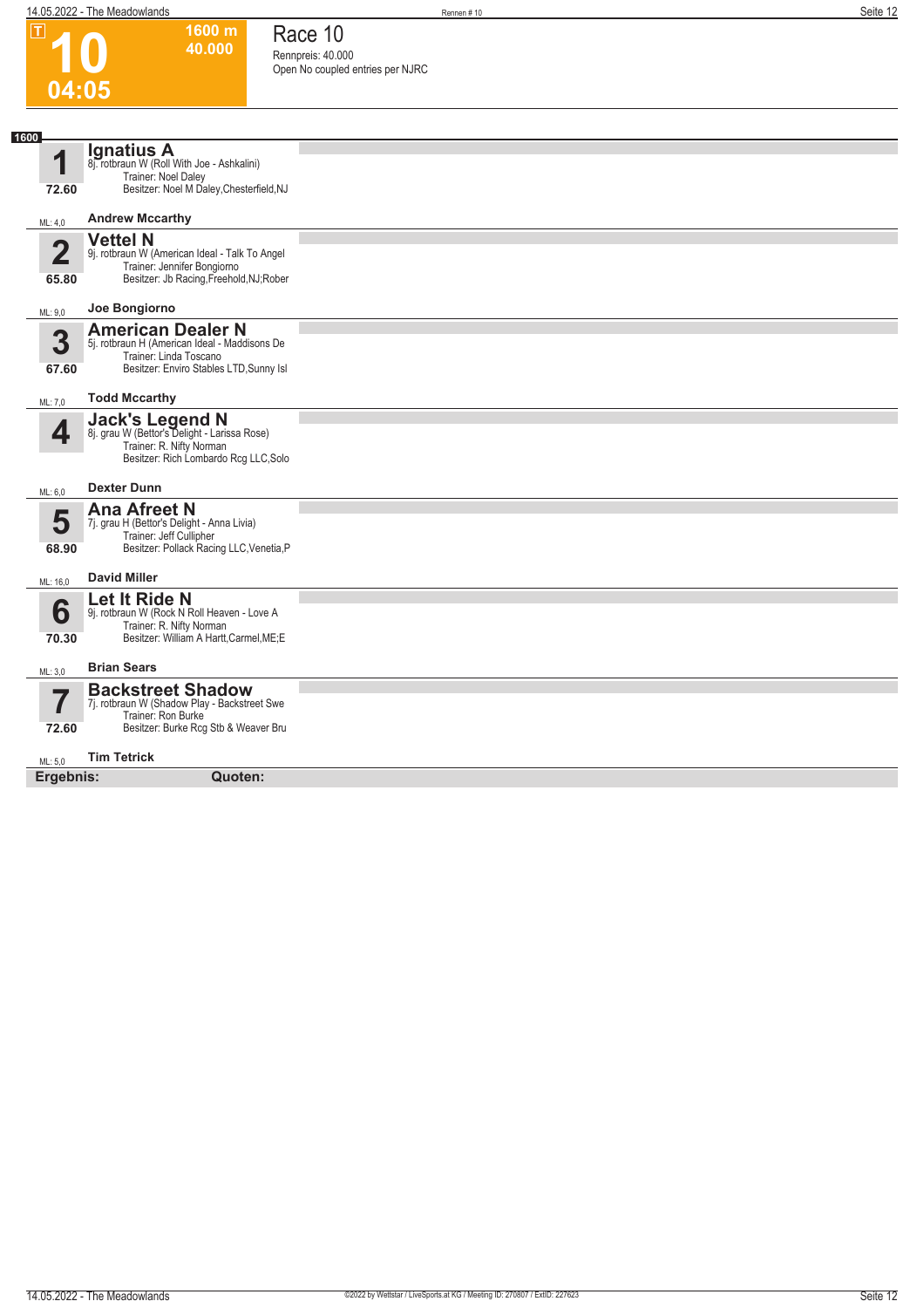# 10

**1600 m**
**40.000**

**04:05**

## Race 10

Rennpreis: 40.000
Open No coupled entries per NJRC

**1600**

**1** **Ignatius A**
8j. rotbraun W (Roll With Joe - Ashkalini)
Trainer: Noel Daley
Besitzer: Noel M Daley,Chesterfield,NJ
72.60
ML: 4,0 **Andrew Mccarthy**

**2** **Vettel N**
9j. rotbraun W (American Ideal - Talk To Angel
Trainer: Jennifer Bongiorno
Besitzer: Jb Racing,Freehold,NJ;Rober
65.80
ML: 9,0 **Joe Bongiorno**

**3** **American Dealer N**
5j. rotbraun H (American Ideal - Maddisons De
Trainer: Linda Toscano
Besitzer: Enviro Stables LTD,Sunny Isl
67.60
ML: 7,0 **Todd Mccarthy**

**4** **Jack's Legend N**
8j. grau W (Bettor's Delight - Larissa Rose)
Trainer: R. Nifty Norman
Besitzer: Rich Lombardo Rcg LLC,Solo
ML: 6,0 **Dexter Dunn**

**5** **Ana Afreet N**
7j. grau H (Bettor's Delight - Anna Livia)
Trainer: Jeff Cullipher
Besitzer: Pollack Racing LLC,Venetia,P
68.90
ML: 16,0 **David Miller**

**6** **Let It Ride N**
9j. rotbraun W (Rock N Roll Heaven - Love A
Trainer: R. Nifty Norman
Besitzer: William A Hartt,Carmel,ME;E
70.30
ML: 3,0 **Brian Sears**

**7** **Backstreet Shadow**
7j. rotbraun W (Shadow Play - Backstreet Swe
Trainer: Ron Burke
Besitzer: Burke Rcg Stb & Weaver Bru
72.60
ML: 5,0 **Tim Tetrick**

**Ergebnis:** **Quoten:**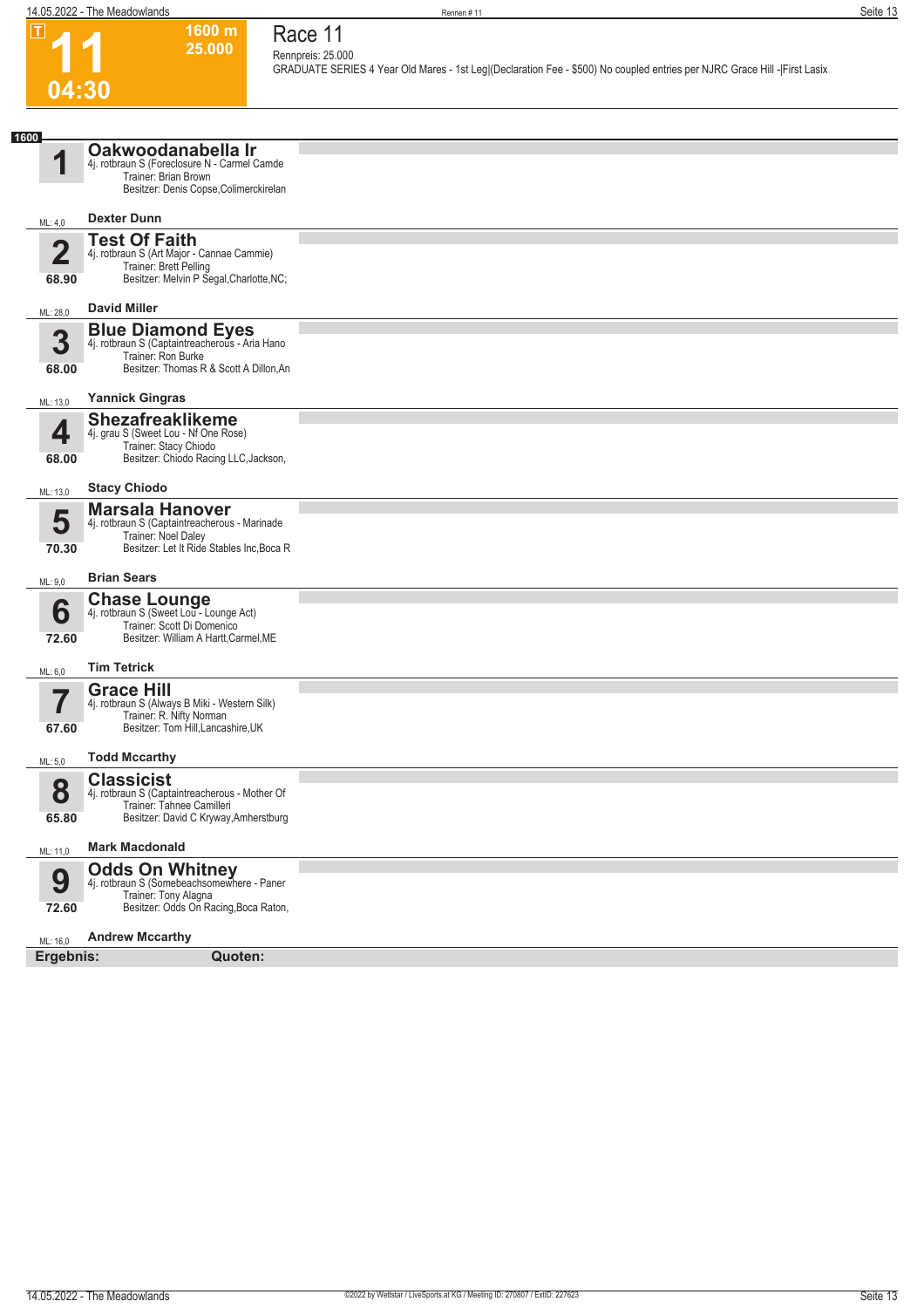# 11

**04:30**

**1600 m**
**25.000**

## Race 11

Rennpreis: 25.000

GRADUATE SERIES 4 Year Old Mares - 1st Leg|(Declaration Fee - $500) No coupled entries per NJRC Grace Hill -|First Lasix

**1600**

| Nr. | Pferd | ML |
|---|---|---|
| 1 | **Oakwoodanabella Ir**<br>4j. rotbraun S (Foreclosure N - Carmel Camde<br>Trainer: Brian Brown<br>Besitzer: Denis Copse,Colimerckirelan<br>**Dexter Dunn** | ML: 4,0 |
| 2<br>68.90 | **Test Of Faith**<br>4j. rotbraun S (Art Major - Cannae Cammie)<br>Trainer: Brett Pelling<br>Besitzer: Melvin P Segal,Charlotte,NC;<br>**David Miller** | ML: 28,0 |
| 3<br>68.00 | **Blue Diamond Eyes**<br>4j. rotbraun S (Captaintreacherous - Aria Hano<br>Trainer: Ron Burke<br>Besitzer: Thomas R & Scott A Dillon,An<br>**Yannick Gingras** | ML: 13,0 |
| 4<br>68.00 | **Shezafreaklikeme**<br>4j. grau S (Sweet Lou - Nf One Rose)<br>Trainer: Stacy Chiodo<br>Besitzer: Chiodo Racing LLC,Jackson,<br>**Stacy Chiodo** | ML: 13,0 |
| 5<br>70.30 | **Marsala Hanover**<br>4j. rotbraun S (Captaintreacherous - Marinade<br>Trainer: Noel Daley<br>Besitzer: Let It Ride Stables Inc,Boca R<br>**Brian Sears** | ML: 9,0 |
| 6<br>72.60 | **Chase Lounge**<br>4j. rotbraun S (Sweet Lou - Lounge Act)<br>Trainer: Scott Di Domenico<br>Besitzer: William A Hartt,Carmel,ME<br>**Tim Tetrick** | ML: 6,0 |
| 7<br>67.60 | **Grace Hill**<br>4j. rotbraun S (Always B Miki - Western Silk)<br>Trainer: R. Nifty Norman<br>Besitzer: Tom Hill,Lancashire,UK<br>**Todd Mccarthy** | ML: 5,0 |
| 8<br>65.80 | **Classicist**<br>4j. rotbraun S (Captaintreacherous - Mother Of<br>Trainer: Tahnee Camilleri<br>Besitzer: David C Kryway,Amherstburg<br>**Mark Macdonald** | ML: 11,0 |
| 9<br>72.60 | **Odds On Whitney**<br>4j. rotbraun S (Somebeachsomewhere - Paner<br>Trainer: Tony Alagna<br>Besitzer: Odds On Racing,Boca Raton,<br>**Andrew Mccarthy** | ML: 16,0 |

**Ergebnis:** **Quoten:**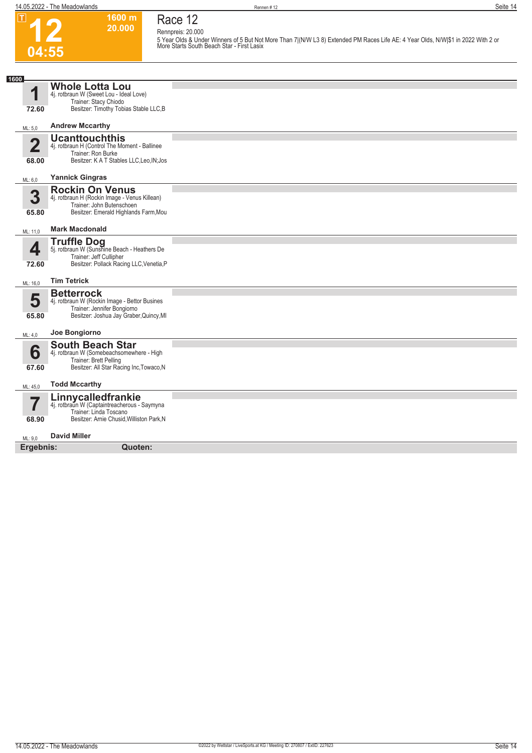# 12

**1600 m**
**20.000**

**04:55**

## Race 12

Rennpreis: 20.000

5 Year Olds & Under Winners of 5 But Not More Than 7|(N/W L3 8) Extended PM Races Life AE: 4 Year Olds, N/W|$1 in 2022 With 2 or More Starts South Beach Star - First Lasix

**1600**

**1** **Whole Lotta Lou**
4j. rotbraun W (Sweet Lou - Ideal Love)
Trainer: Stacy Chiodo
Besitzer: Timothy Tobias Stable LLC,B
72.60
ML: 5,0 **Andrew Mccarthy**

**2** **Ucanttouchthis**
4j. rotbraun H (Control The Moment - Ballinee
Trainer: Ron Burke
Besitzer: K A T Stables LLC,Leo,IN;Jos
68.00
ML: 6,0 **Yannick Gingras**

**3** **Rockin On Venus**
4j. rotbraun H (Rockin Image - Venus Killean)
Trainer: John Butenschoen
Besitzer: Emerald Highlands Farm,Mou
65.80
ML: 11,0 **Mark Macdonald**

**4** **Truffle Dog**
5j. rotbraun W (Sunshine Beach - Heathers De
Trainer: Jeff Cullipher
Besitzer: Pollack Racing LLC,Venetia,P
72.60
ML: 16,0 **Tim Tetrick**

**5** **Betterrock**
4j. rotbraun W (Rockin Image - Bettor Busines
Trainer: Jennifer Bongiorno
Besitzer: Joshua Jay Graber,Quincy,MI
65.80
ML: 4,0 **Joe Bongiorno**

**6** **South Beach Star**
4j. rotbraun W (Somebeachsomewhere - High
Trainer: Brett Pelling
Besitzer: All Star Racing Inc,Towaco,N
67.60
ML: 45,0 **Todd Mccarthy**

**7** **Linnycalledfrankie**
4j. rotbraun W (Captaintreacherous - Saymyna
Trainer: Linda Toscano
Besitzer: Arnie Chusid,Williston Park,N
68.90
ML: 9,0 **David Miller**

**Ergebnis:** **Quoten:**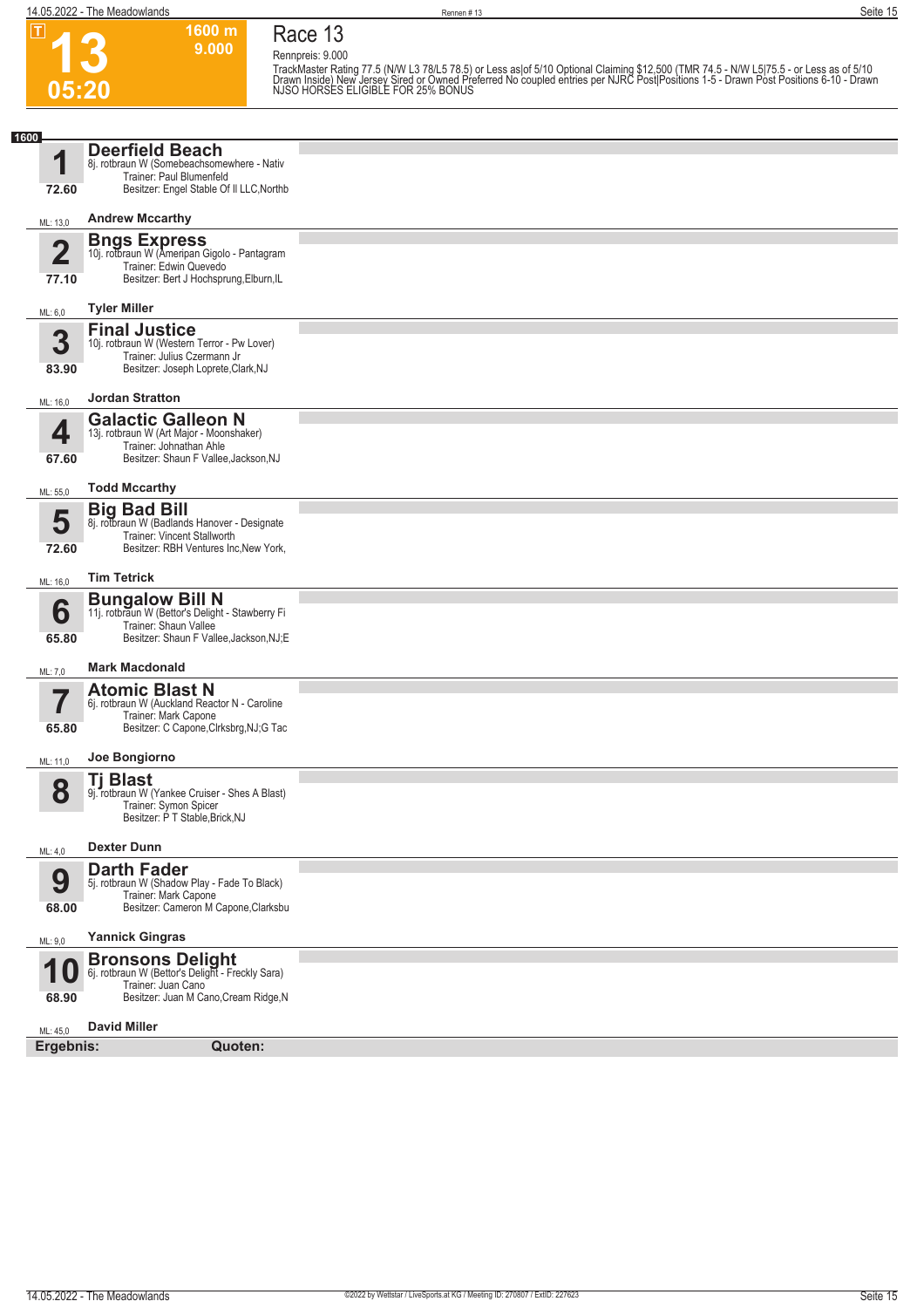# 13

**05:20**

**1600 m**
**9.000**

## Race 13

Rennpreis: 9.000

TrackMaster Rating 77.5 (N/W L3 78/L5 78.5) or Less as|of 5/10 Optional Claiming $12,500 (TMR 74.5 - N/W L5|75.5 - or Less as of 5/10 Drawn Inside) New Jersey Sired or Owned Preferred No coupled entries per NJRC Post|Positions 1-5 - Drawn Post Positions 6-10 - Drawn NJSO HORSES ELIGIBLE FOR 25% BONUS

**1600**

**1** **Deerfield Beach**
8j. rotbraun W (Somebeachsomewhere - Nativ
Trainer: Paul Blumenfeld
Besitzer: Engel Stable Of II LLC,Northb
72.60
ML: 13,0 **Andrew Mccarthy**

**2** **Bngs Express**
10j. rotbraun W (Ameripan Gigolo - Pantagram
Trainer: Edwin Quevedo
Besitzer: Bert J Hochsprung,Elburn,IL
77.10
ML: 6,0 **Tyler Miller**

**3** **Final Justice**
10j. rotbraun W (Western Terror - Pw Lover)
Trainer: Julius Czermann Jr
Besitzer: Joseph Loprete,Clark,NJ
83.90
ML: 16,0 **Jordan Stratton**

**4** **Galactic Galleon N**
13j. rotbraun W (Art Major - Moonshaker)
Trainer: Johnathan Ahle
Besitzer: Shaun F Vallee,Jackson,NJ
67.60
ML: 55,0 **Todd Mccarthy**

**5** **Big Bad Bill**
8j. rotbraun W (Badlands Hanover - Designate
Trainer: Vincent Stallworth
Besitzer: RBH Ventures Inc,New York,
72.60
ML: 16,0 **Tim Tetrick**

**6** **Bungalow Bill N**
11j. rotbraun W (Bettor's Delight - Stawberry Fi
Trainer: Shaun Vallee
Besitzer: Shaun F Vallee,Jackson,NJ;E
65.80
ML: 7,0 **Mark Macdonald**

**7** **Atomic Blast N**
6j. rotbraun W (Auckland Reactor N - Caroline
Trainer: Mark Capone
Besitzer: C Capone,Clrksbrg,NJ;G Tac
65.80
ML: 11,0 **Joe Bongiorno**

**8** **Tj Blast**
9j. rotbraun W (Yankee Cruiser - Shes A Blast)
Trainer: Symon Spicer
Besitzer: P T Stable,Brick,NJ
ML: 4,0 **Dexter Dunn**

**9** **Darth Fader**
5j. rotbraun W (Shadow Play - Fade To Black)
Trainer: Mark Capone
Besitzer: Cameron M Capone,Clarksbu
68.00
ML: 9,0 **Yannick Gingras**

**10** **Bronsons Delight**
6j. rotbraun W (Bettor's Delight - Freckly Sara)
Trainer: Juan Cano
Besitzer: Juan M Cano,Cream Ridge,N
68.90
ML: 45,0 **David Miller**

**Ergebnis:** **Quoten:**